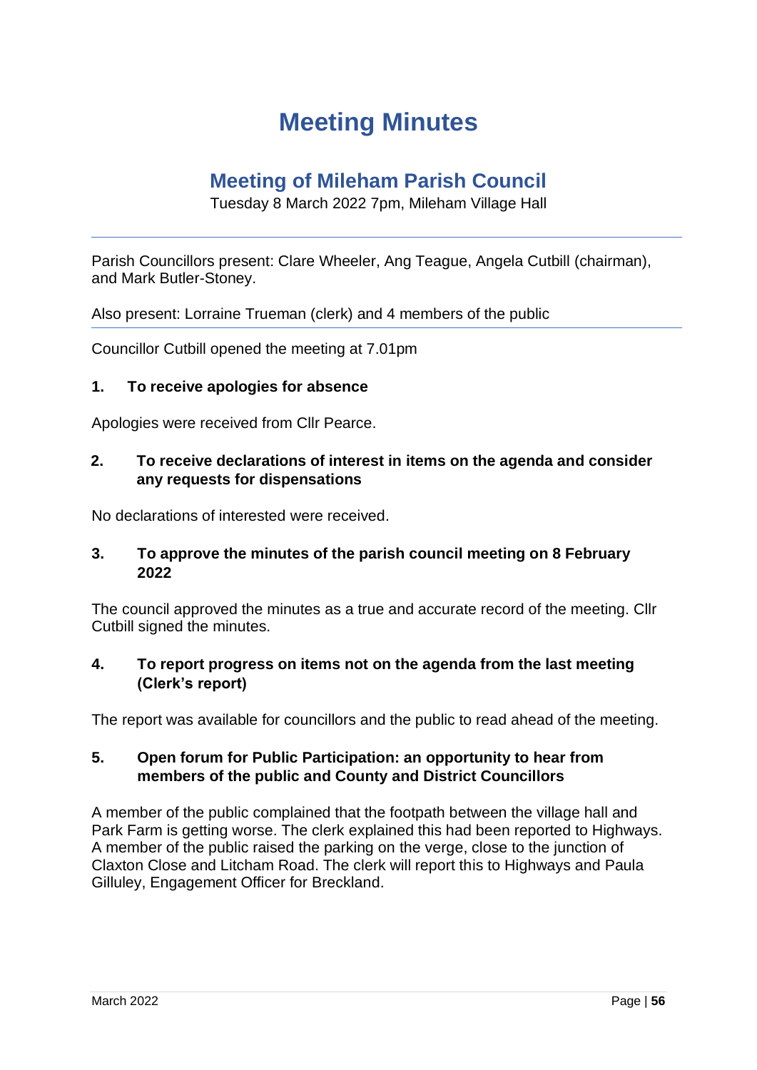# Meeting Minutes

## Meeting of Mileham Parish Council

Tuesday 8 March 2022 7pm, Mileham Village Hall

---

Parish Councillors present: Clare Wheeler, Ang Teague, Angela Cutbill (chairman), and Mark Butler-Stoney.

Also present: Lorraine Trueman (clerk) and 4 members of the public

---

Councillor Cutbill opened the meeting at 7.01pm

### 1. To receive apologies for absence

Apologies were received from Cllr Pearce.

### 2. To receive declarations of interest in items on the agenda and consider any requests for dispensations

No declarations of interested were received.

### 3. To approve the minutes of the parish council meeting on 8 February 2022

The council approved the minutes as a true and accurate record of the meeting. Cllr Cutbill signed the minutes.

### 4. To report progress on items not on the agenda from the last meeting (Clerk's report)

The report was available for councillors and the public to read ahead of the meeting.

### 5. Open forum for Public Participation: an opportunity to hear from members of the public and County and District Councillors

A member of the public complained that the footpath between the village hall and Park Farm is getting worse. The clerk explained this had been reported to Highways. A member of the public raised the parking on the verge, close to the junction of Claxton Close and Litcham Road. The clerk will report this to Highways and Paula Gilluley, Engagement Officer for Breckland.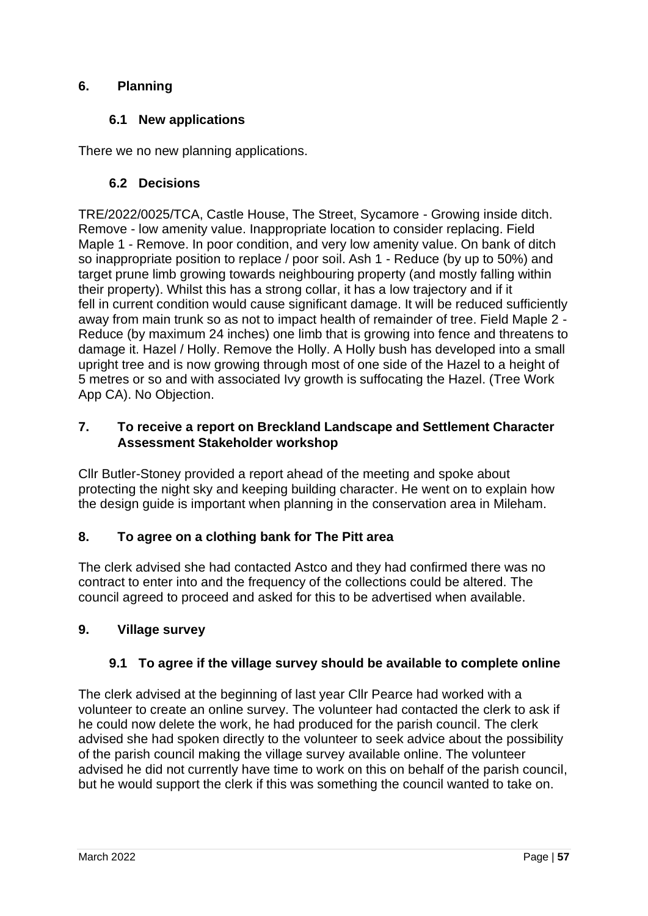## 6. Planning

### 6.1 New applications

There we no new planning applications.

### 6.2 Decisions

TRE/2022/0025/TCA, Castle House, The Street, Sycamore - Growing inside ditch. Remove - low amenity value. Inappropriate location to consider replacing. Field Maple 1 - Remove. In poor condition, and very low amenity value. On bank of ditch so inappropriate position to replace / poor soil. Ash 1 - Reduce (by up to 50%) and target prune limb growing towards neighbouring property (and mostly falling within their property). Whilst this has a strong collar, it has a low trajectory and if it fell in current condition would cause significant damage. It will be reduced sufficiently away from main trunk so as not to impact health of remainder of tree. Field Maple 2 - Reduce (by maximum 24 inches) one limb that is growing into fence and threatens to damage it. Hazel / Holly. Remove the Holly. A Holly bush has developed into a small upright tree and is now growing through most of one side of the Hazel to a height of 5 metres or so and with associated Ivy growth is suffocating the Hazel. (Tree Work App CA). No Objection.

## 7. To receive a report on Breckland Landscape and Settlement Character Assessment Stakeholder workshop

Cllr Butler-Stoney provided a report ahead of the meeting and spoke about protecting the night sky and keeping building character. He went on to explain how the design guide is important when planning in the conservation area in Mileham.

## 8. To agree on a clothing bank for The Pitt area

The clerk advised she had contacted Astco and they had confirmed there was no contract to enter into and the frequency of the collections could be altered. The council agreed to proceed and asked for this to be advertised when available.

## 9. Village survey

### 9.1 To agree if the village survey should be available to complete online

The clerk advised at the beginning of last year Cllr Pearce had worked with a volunteer to create an online survey. The volunteer had contacted the clerk to ask if he could now delete the work, he had produced for the parish council. The clerk advised she had spoken directly to the volunteer to seek advice about the possibility of the parish council making the village survey available online. The volunteer advised he did not currently have time to work on this on behalf of the parish council, but he would support the clerk if this was something the council wanted to take on.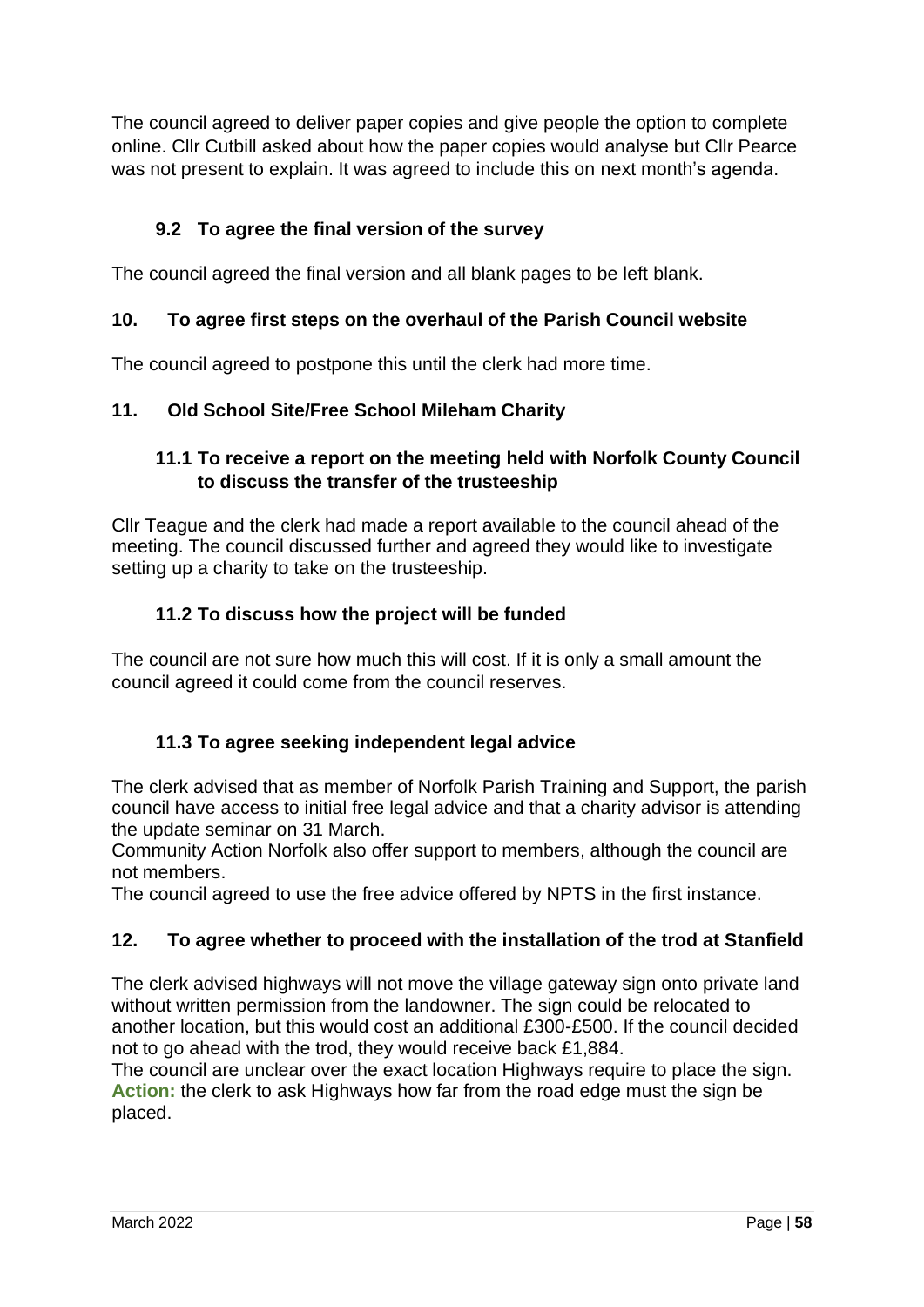The council agreed to deliver paper copies and give people the option to complete online. Cllr Cutbill asked about how the paper copies would analyse but Cllr Pearce was not present to explain. It was agreed to include this on next month's agenda.

### 9.2 To agree the final version of the survey

The council agreed the final version and all blank pages to be left blank.

## 10. To agree first steps on the overhaul of the Parish Council website

The council agreed to postpone this until the clerk had more time.

## 11. Old School Site/Free School Mileham Charity

### 11.1 To receive a report on the meeting held with Norfolk County Council to discuss the transfer of the trusteeship

Cllr Teague and the clerk had made a report available to the council ahead of the meeting. The council discussed further and agreed they would like to investigate setting up a charity to take on the trusteeship.

### 11.2 To discuss how the project will be funded

The council are not sure how much this will cost. If it is only a small amount the council agreed it could come from the council reserves.

### 11.3 To agree seeking independent legal advice

The clerk advised that as member of Norfolk Parish Training and Support, the parish council have access to initial free legal advice and that a charity advisor is attending the update seminar on 31 March.

Community Action Norfolk also offer support to members, although the council are not members.

The council agreed to use the free advice offered by NPTS in the first instance.

## 12. To agree whether to proceed with the installation of the trod at Stanfield

The clerk advised highways will not move the village gateway sign onto private land without written permission from the landowner. The sign could be relocated to another location, but this would cost an additional £300-£500. If the council decided not to go ahead with the trod, they would receive back £1,884.

The council are unclear over the exact location Highways require to place the sign.

**Action:** the clerk to ask Highways how far from the road edge must the sign be placed.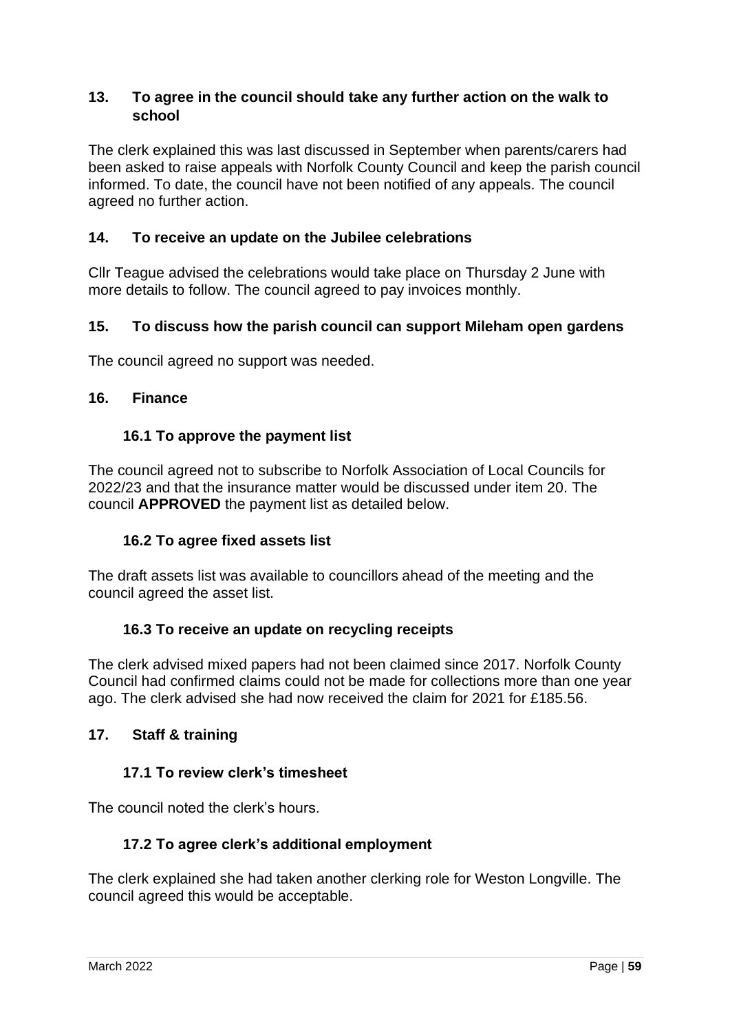### 13. To agree in the council should take any further action on the walk to school

The clerk explained this was last discussed in September when parents/carers had been asked to raise appeals with Norfolk County Council and keep the parish council informed. To date, the council have not been notified of any appeals. The council agreed no further action.

### 14. To receive an update on the Jubilee celebrations

Cllr Teague advised the celebrations would take place on Thursday 2 June with more details to follow. The council agreed to pay invoices monthly.

### 15. To discuss how the parish council can support Mileham open gardens

The council agreed no support was needed.

### 16. Finance

#### 16.1 To approve the payment list

The council agreed not to subscribe to Norfolk Association of Local Councils for 2022/23 and that the insurance matter would be discussed under item 20. The council **APPROVED** the payment list as detailed below.

#### 16.2 To agree fixed assets list

The draft assets list was available to councillors ahead of the meeting and the council agreed the asset list.

#### 16.3 To receive an update on recycling receipts

The clerk advised mixed papers had not been claimed since 2017. Norfolk County Council had confirmed claims could not be made for collections more than one year ago. The clerk advised she had now received the claim for 2021 for £185.56.

### 17. Staff & training

#### 17.1 To review clerk's timesheet

The council noted the clerk's hours.

#### 17.2 To agree clerk's additional employment

The clerk explained she had taken another clerking role for Weston Longville. The council agreed this would be acceptable.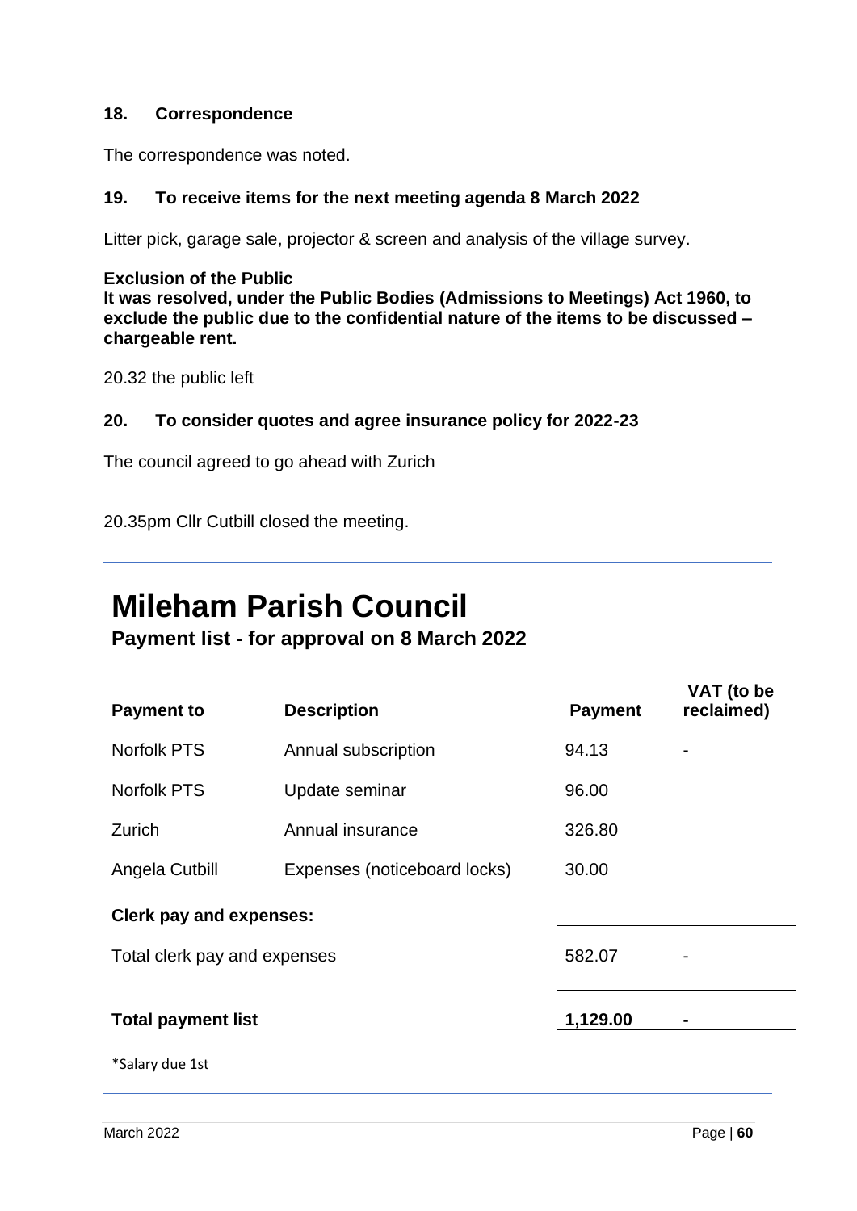**18. Correspondence**

The correspondence was noted.

**19. To receive items for the next meeting agenda 8 March 2022**

Litter pick, garage sale, projector & screen and analysis of the village survey.

**Exclusion of the Public**
**It was resolved, under the Public Bodies (Admissions to Meetings) Act 1960, to exclude the public due to the confidential nature of the items to be discussed – chargeable rent.**

20.32 the public left

**20. To consider quotes and agree insurance policy for 2022-23**

The council agreed to go ahead with Zurich

20.35pm Cllr Cutbill closed the meeting.

# Mileham Parish Council

## Payment list - for approval on 8 March 2022

| Payment to | Description | Payment | VAT (to be reclaimed) |
|---|---|---|---|
| Norfolk PTS | Annual subscription | 94.13 | - |
| Norfolk PTS | Update seminar | 96.00 | |
| Zurich | Annual insurance | 326.80 | |
| Angela Cutbill | Expenses (noticeboard locks) | 30.00 | |
| **Clerk pay and expenses:** | | | |
| Total clerk pay and expenses | | 582.07 | - |
| **Total payment list** | | **1,129.00** | **-** |

*Salary due 1st